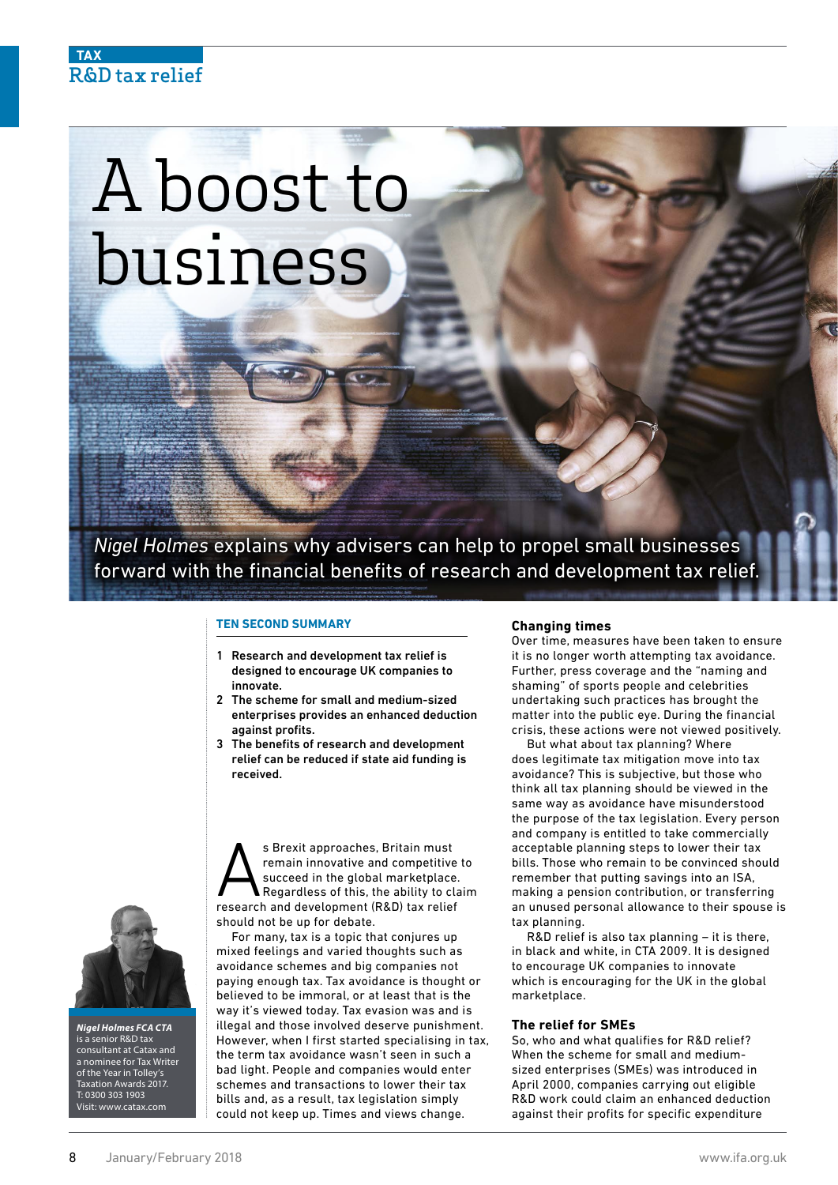TAX

R&D tax relief

# A boost to business

*Nigel Holmes* explains why advisers can help to propel small businesses forward with the financial benefits of research and development tax relief.

**TEN SECOND SUMMARY**

1. **Research and development tax relief is designed to encourage UK companies to innovate.**
2. **The scheme for small and medium-sized enterprises provides an enhanced deduction against profits.**
3. **The benefits of research and development relief can be reduced if state aid funding is received.**

As Brexit approaches, Britain must remain innovative and competitive to succeed in the global marketplace. Regardless of this, the ability to claim research and development (R&D) tax relief should not be up for debate.

For many, tax is a topic that conjures up mixed feelings and varied thoughts such as avoidance schemes and big companies not paying enough tax. Tax avoidance is thought or believed to be immoral, or at least that is the way it's viewed today. Tax evasion was and is illegal and those involved deserve punishment. However, when I first started specialising in tax, the term tax avoidance wasn't seen in such a bad light. People and companies would enter schemes and transactions to lower their tax bills and, as a result, tax legislation simply could not keep up. Times and views change.

**Nigel Holmes FCA CTA** is a senior R&D tax consultant at Catax and a nominee for Tax Writer of the Year in Tolley's Taxation Awards 2017.
T: 0300 303 1903
Visit: www.catax.com

### Changing times

Over time, measures have been taken to ensure it is no longer worth attempting tax avoidance. Further, press coverage and the "naming and shaming" of sports people and celebrities undertaking such practices has brought the matter into the public eye. During the financial crisis, these actions were not viewed positively.

But what about tax planning? Where does legitimate tax mitigation move into tax avoidance? This is subjective, but those who think all tax planning should be viewed in the same way as avoidance have misunderstood the purpose of the tax legislation. Every person and company is entitled to take commercially acceptable planning steps to lower their tax bills. Those who remain to be convinced should remember that putting savings into an ISA, making a pension contribution, or transferring an unused personal allowance to their spouse is tax planning.

R&D relief is also tax planning – it is there, in black and white, in CTA 2009. It is designed to encourage UK companies to innovate which is encouraging for the UK in the global marketplace.

### The relief for SMEs

So, who and what qualifies for R&D relief? When the scheme for small and medium-sized enterprises (SMEs) was introduced in April 2000, companies carrying out eligible R&D work could claim an enhanced deduction against their profits for specific expenditure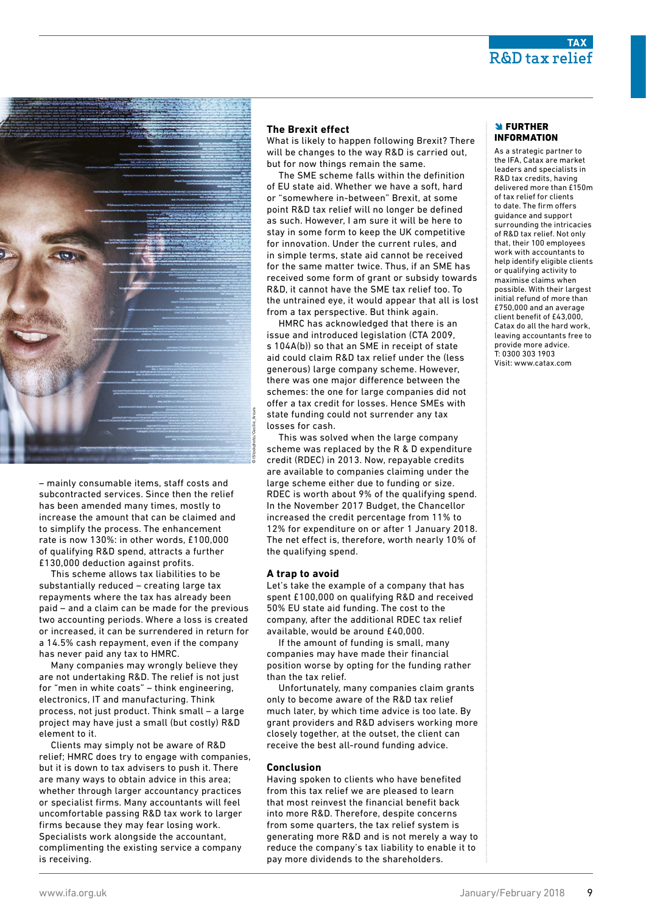– mainly consumable items, staff costs and subcontracted services. Since then the relief has been amended many times, mostly to increase the amount that can be claimed and to simplify the process. The enhancement rate is now 130%: in other words, £100,000 of qualifying R&D spend, attracts a further £130,000 deduction against profits.

This scheme allows tax liabilities to be substantially reduced – creating large tax repayments where the tax has already been paid – and a claim can be made for the previous two accounting periods. Where a loss is created or increased, it can be surrendered in return for a 14.5% cash repayment, even if the company has never paid any tax to HMRC.

Many companies may wrongly believe they are not undertaking R&D. The relief is not just for "men in white coats" – think engineering, electronics, IT and manufacturing. Think process, not just product. Think small – a large project may have just a small (but costly) R&D element to it.

Clients may simply not be aware of R&D relief; HMRC does try to engage with companies, but it is down to tax advisers to push it. There are many ways to obtain advice in this area; whether through larger accountancy practices or specialist firms. Many accountants will feel uncomfortable passing R&D tax work to larger firms because they may fear losing work. Specialists work alongside the accountant, complimenting the existing service a company is receiving.

## The Brexit effect

What is likely to happen following Brexit? There will be changes to the way R&D is carried out, but for now things remain the same.

The SME scheme falls within the definition of EU state aid. Whether we have a soft, hard or "somewhere in-between" Brexit, at some point R&D tax relief will no longer be defined as such. However, I am sure it will be here to stay in some form to keep the UK competitive for innovation. Under the current rules, and in simple terms, state aid cannot be received for the same matter twice. Thus, if an SME has received some form of grant or subsidy towards R&D, it cannot have the SME tax relief too. To the untrained eye, it would appear that all is lost from a tax perspective. But think again.

HMRC has acknowledged that there is an issue and introduced legislation (CTA 2009, s 104A(b)) so that an SME in receipt of state aid could claim R&D tax relief under the (less generous) large company scheme. However, there was one major difference between the schemes: the one for large companies did not offer a tax credit for losses. Hence SMEs with state funding could not surrender any tax losses for cash.

This was solved when the large company scheme was replaced by the R & D expenditure credit (RDEC) in 2013. Now, repayable credits are available to companies claiming under the large scheme either due to funding or size. RDEC is worth about 9% of the qualifying spend. In the November 2017 Budget, the Chancellor increased the credit percentage from 11% to 12% for expenditure on or after 1 January 2018. The net effect is, therefore, worth nearly 10% of the qualifying spend.

## A trap to avoid

Let's take the example of a company that has spent £100,000 on qualifying R&D and received 50% EU state aid funding. The cost to the company, after the additional RDEC tax relief available, would be around £40,000.

If the amount of funding is small, many companies may have made their financial position worse by opting for the funding rather than the tax relief.

Unfortunately, many companies claim grants only to become aware of the R&D tax relief much later, by which time advice is too late. By grant providers and R&D advisers working more closely together, at the outset, the client can receive the best all-round funding advice.

## Conclusion

Having spoken to clients who have benefited from this tax relief we are pleased to learn that most reinvest the financial benefit back into more R&D. Therefore, despite concerns from some quarters, the tax relief system is generating more R&D and is not merely a way to reduce the company's tax liability to enable it to pay more dividends to the shareholders.

### FURTHER INFORMATION

As a strategic partner to the IFA, Catax are market leaders and specialists in R&D tax credits, having delivered more than £150m of tax relief for clients to date. The firm offers guidance and support surrounding the intricacies of R&D tax relief. Not only that, their 100 employees work with accountants to help identify eligible clients or qualifying activity to maximise claims when possible. With their largest initial refund of more than £750,000 and an average client benefit of £43,000, Catax do all the hard work, leaving accountants free to provide more advice.
T: 0300 303 1903
Visit: www.catax.com